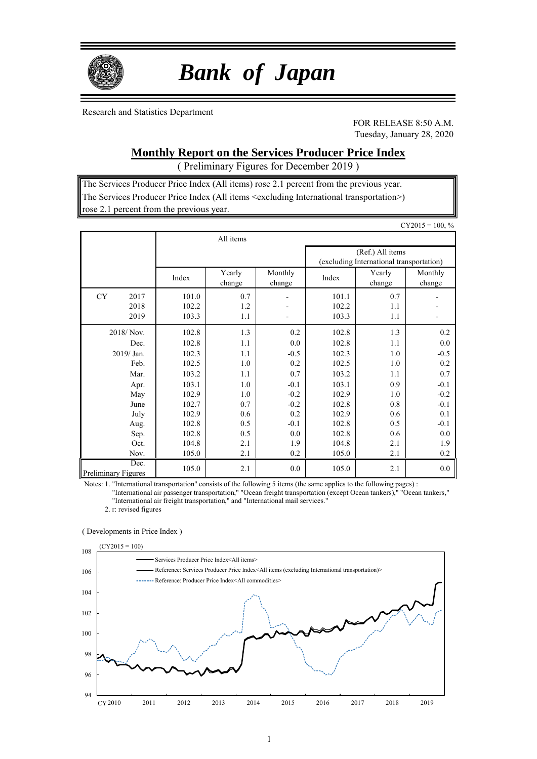# Bank of Japan

Research and Statistics Department

FOR RELEASE 8:50 A.M.
Tuesday, January 28, 2020

## Monthly Report on the Services Producer Price Index

( Preliminary Figures for December 2019 )

The Services Producer Price Index (All items) rose 2.1 percent from the previous year.
The Services Producer Price Index (All items <excluding International transportation>) rose 2.1 percent from the previous year.

CY2015 = 100, %

| | All items | | | | | |
|---|---|---|---|---|---|---|
| | | | | (Ref.) All items (excluding International transportation) | | |
| | Index | Yearly change | Monthly change | Index | Yearly change | Monthly change |
| CY 2017 | 101.0 | 0.7 | - | 101.1 | 0.7 | - |
| 2018 | 102.2 | 1.2 | - | 102.2 | 1.1 | - |
| 2019 | 103.3 | 1.1 | - | 103.3 | 1.1 | - |
| 2018/ Nov. | 102.8 | 1.3 | 0.2 | 102.8 | 1.3 | 0.2 |
| Dec. | 102.8 | 1.1 | 0.0 | 102.8 | 1.1 | 0.0 |
| 2019/ Jan. | 102.3 | 1.1 | -0.5 | 102.3 | 1.0 | -0.5 |
| Feb. | 102.5 | 1.0 | 0.2 | 102.5 | 1.0 | 0.2 |
| Mar. | 103.2 | 1.1 | 0.7 | 103.2 | 1.1 | 0.7 |
| Apr. | 103.1 | 1.0 | -0.1 | 103.1 | 0.9 | -0.1 |
| May | 102.9 | 1.0 | -0.2 | 102.9 | 1.0 | -0.2 |
| June | 102.7 | 0.7 | -0.2 | 102.8 | 0.8 | -0.1 |
| July | 102.9 | 0.6 | 0.2 | 102.9 | 0.6 | 0.1 |
| Aug. | 102.8 | 0.5 | -0.1 | 102.8 | 0.5 | -0.1 |
| Sep. | 102.8 | 0.5 | 0.0 | 102.8 | 0.6 | 0.0 |
| Oct. | 104.8 | 2.1 | 1.9 | 104.8 | 2.1 | 1.9 |
| Nov. | 105.0 | 2.1 | 0.2 | 105.0 | 2.1 | 0.2 |
| Dec. Preliminary Figures | 105.0 | 2.1 | 0.0 | 105.0 | 2.1 | 0.0 |

Notes: 1. "International transportation" consists of the following 5 items (the same applies to the following pages) : "International air passenger transportation," "Ocean freight transportation (except Ocean tankers)," "Ocean tankers," "International air freight transportation," and "International mail services."

2. r: revised figures

( Developments in Price Index )

(CY2015 = 100)

- Services Producer Price Index<All items>
- Reference: Services Producer Price Index<All items (excluding International transportation)>
- Reference: Producer Price Index<All commodities>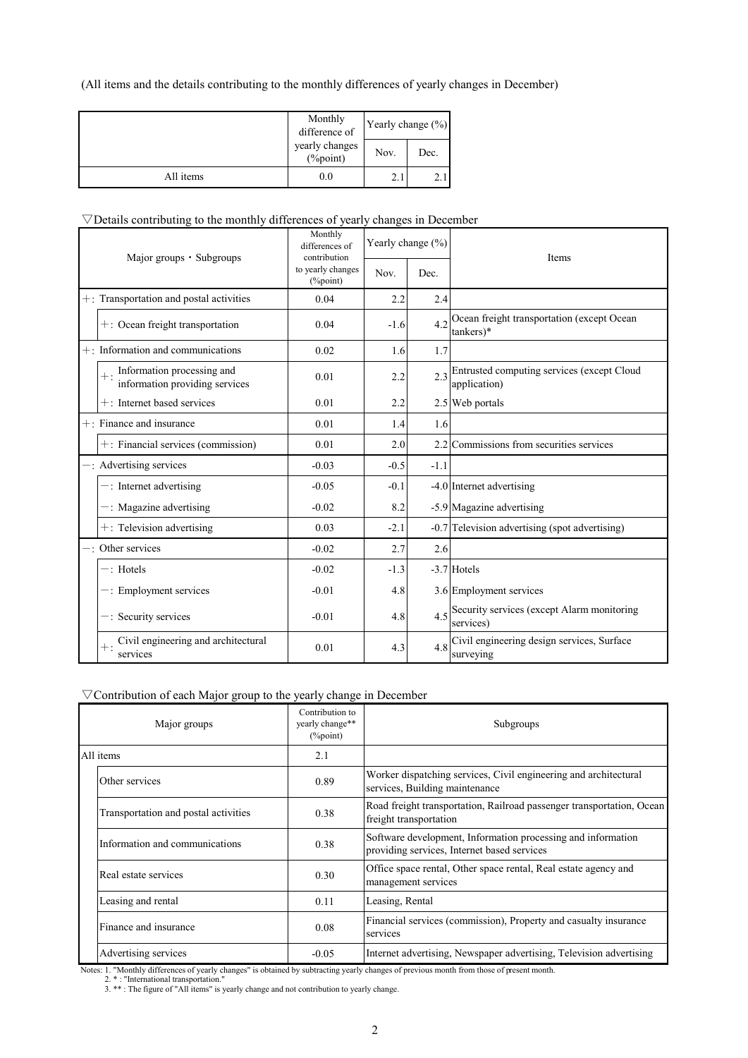(All items and the details contributing to the monthly differences of yearly changes in December)

| | Monthly difference of yearly changes (%point) | Yearly change (%) | |
|---|---|---|---|
| | | Nov. | Dec. |
| All items | 0.0 | 2.1 | 2.1 |

▽Details contributing to the monthly differences of yearly changes in December

| Major groups・Subgroups | | Monthly differences of contribution to yearly changes (%point) | Yearly change (%) | | Items |
|---|---|---|---|---|---|
| | | | Nov. | Dec. | |
| +: Transportation and postal activities | | 0.04 | 2.2 | 2.4 | |
| | +: Ocean freight transportation | 0.04 | -1.6 | 4.2 | Ocean freight transportation (except Ocean tankers)* |
| +: Information and communications | | 0.02 | 1.6 | 1.7 | |
| | +: Information processing and information providing services | 0.01 | 2.2 | 2.3 | Entrusted computing services (except Cloud application) |
| | +: Internet based services | 0.01 | 2.2 | 2.5 | Web portals |
| +: Finance and insurance | | 0.01 | 1.4 | 1.6 | |
| | +: Financial services (commission) | 0.01 | 2.0 | 2.2 | Commissions from securities services |
| −: Advertising services | | -0.03 | -0.5 | -1.1 | |
| | −: Internet advertising | -0.05 | -0.1 | -4.0 | Internet advertising |
| | −: Magazine advertising | -0.02 | 8.2 | -5.9 | Magazine advertising |
| | +: Television advertising | 0.03 | -2.1 | -0.7 | Television advertising (spot advertising) |
| −: Other services | | -0.02 | 2.7 | 2.6 | |
| | −: Hotels | -0.02 | -1.3 | -3.7 | Hotels |
| | −: Employment services | -0.01 | 4.8 | 3.6 | Employment services |
| | −: Security services | -0.01 | 4.8 | 4.5 | Security services (except Alarm monitoring services) |
| | +: Civil engineering and architectural services | 0.01 | 4.3 | 4.8 | Civil engineering design services, Surface surveying |

▽Contribution of each Major group to the yearly change in December

| Major groups | | Contribution to yearly change** (%point) | Subgroups |
|---|---|---|---|
| All items | | 2.1 | |
| | Other services | 0.89 | Worker dispatching services, Civil engineering and architectural services, Building maintenance |
| | Transportation and postal activities | 0.38 | Road freight transportation, Railroad passenger transportation, Ocean freight transportation |
| | Information and communications | 0.38 | Software development, Information processing and information providing services, Internet based services |
| | Real estate services | 0.30 | Office space rental, Other space rental, Real estate agency and management services |
| | Leasing and rental | 0.11 | Leasing, Rental |
| | Finance and insurance | 0.08 | Financial services (commission), Property and casualty insurance services |
| | Advertising services | -0.05 | Internet advertising, Newspaper advertising, Television advertising |

Notes: 1. "Monthly differences of yearly changes" is obtained by subtracting yearly changes of previous month from those of present month.
2. * : "International transportation."
3. ** : The figure of "All items" is yearly change and not contribution to yearly change.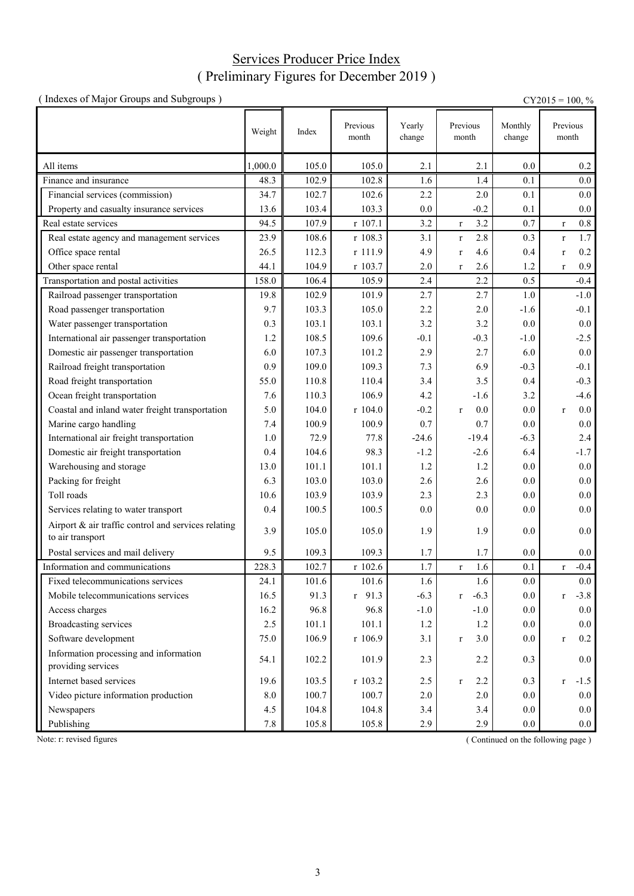# Services Producer Price Index
## ( Preliminary Figures for December 2019 )

( Indexes of Major Groups and Subgroups )

CY2015 = 100, %

| | Weight | Index | Previous month | Yearly change | Previous month | Monthly change | Previous month |
|---|---|---|---|---|---|---|---|
| All items | 1,000.0 | 105.0 | 105.0 | 2.1 | 2.1 | 0.0 | 0.2 |
| Finance and insurance | 48.3 | 102.9 | 102.8 | 1.6 | 1.4 | 0.1 | 0.0 |
| Financial services (commission) | 34.7 | 102.7 | 102.6 | 2.2 | 2.0 | 0.1 | 0.0 |
| Property and casualty insurance services | 13.6 | 103.4 | 103.3 | 0.0 | -0.2 | 0.1 | 0.0 |
| Real estate services | 94.5 | 107.9 | r 107.1 | 3.2 | r 3.2 | 0.7 | r 0.8 |
| Real estate agency and management services | 23.9 | 108.6 | r 108.3 | 3.1 | r 2.8 | 0.3 | r 1.7 |
| Office space rental | 26.5 | 112.3 | r 111.9 | 4.9 | r 4.6 | 0.4 | r 0.2 |
| Other space rental | 44.1 | 104.9 | r 103.7 | 2.0 | r 2.6 | 1.2 | r 0.9 |
| Transportation and postal activities | 158.0 | 106.4 | 105.9 | 2.4 | 2.2 | 0.5 | -0.4 |
| Railroad passenger transportation | 19.8 | 102.9 | 101.9 | 2.7 | 2.7 | 1.0 | -1.0 |
| Road passenger transportation | 9.7 | 103.3 | 105.0 | 2.2 | 2.0 | -1.6 | -0.1 |
| Water passenger transportation | 0.3 | 103.1 | 103.1 | 3.2 | 3.2 | 0.0 | 0.0 |
| International air passenger transportation | 1.2 | 108.5 | 109.6 | -0.1 | -0.3 | -1.0 | -2.5 |
| Domestic air passenger transportation | 6.0 | 107.3 | 101.2 | 2.9 | 2.7 | 6.0 | 0.0 |
| Railroad freight transportation | 0.9 | 109.0 | 109.3 | 7.3 | 6.9 | -0.3 | -0.1 |
| Road freight transportation | 55.0 | 110.8 | 110.4 | 3.4 | 3.5 | 0.4 | -0.3 |
| Ocean freight transportation | 7.6 | 110.3 | 106.9 | 4.2 | -1.6 | 3.2 | -4.6 |
| Coastal and inland water freight transportation | 5.0 | 104.0 | r 104.0 | -0.2 | r 0.0 | 0.0 | r 0.0 |
| Marine cargo handling | 7.4 | 100.9 | 100.9 | 0.7 | 0.7 | 0.0 | 0.0 |
| International air freight transportation | 1.0 | 72.9 | 77.8 | -24.6 | -19.4 | -6.3 | 2.4 |
| Domestic air freight transportation | 0.4 | 104.6 | 98.3 | -1.2 | -2.6 | 6.4 | -1.7 |
| Warehousing and storage | 13.0 | 101.1 | 101.1 | 1.2 | 1.2 | 0.0 | 0.0 |
| Packing for freight | 6.3 | 103.0 | 103.0 | 2.6 | 2.6 | 0.0 | 0.0 |
| Toll roads | 10.6 | 103.9 | 103.9 | 2.3 | 2.3 | 0.0 | 0.0 |
| Services relating to water transport | 0.4 | 100.5 | 100.5 | 0.0 | 0.0 | 0.0 | 0.0 |
| Airport & air traffic control and services relating to air transport | 3.9 | 105.0 | 105.0 | 1.9 | 1.9 | 0.0 | 0.0 |
| Postal services and mail delivery | 9.5 | 109.3 | 109.3 | 1.7 | 1.7 | 0.0 | 0.0 |
| Information and communications | 228.3 | 102.7 | r 102.6 | 1.7 | r 1.6 | 0.1 | r -0.4 |
| Fixed telecommunications services | 24.1 | 101.6 | 101.6 | 1.6 | 1.6 | 0.0 | 0.0 |
| Mobile telecommunications services | 16.5 | 91.3 | r 91.3 | -6.3 | r -6.3 | 0.0 | r -3.8 |
| Access charges | 16.2 | 96.8 | 96.8 | -1.0 | -1.0 | 0.0 | 0.0 |
| Broadcasting services | 2.5 | 101.1 | 101.1 | 1.2 | 1.2 | 0.0 | 0.0 |
| Software development | 75.0 | 106.9 | r 106.9 | 3.1 | r 3.0 | 0.0 | r 0.2 |
| Information processing and information providing services | 54.1 | 102.2 | 101.9 | 2.3 | 2.2 | 0.3 | 0.0 |
| Internet based services | 19.6 | 103.5 | r 103.2 | 2.5 | r 2.2 | 0.3 | r -1.5 |
| Video picture information production | 8.0 | 100.7 | 100.7 | 2.0 | 2.0 | 0.0 | 0.0 |
| Newspapers | 4.5 | 104.8 | 104.8 | 3.4 | 3.4 | 0.0 | 0.0 |
| Publishing | 7.8 | 105.8 | 105.8 | 2.9 | 2.9 | 0.0 | 0.0 |

Note: r: revised figures

( Continued on the following page )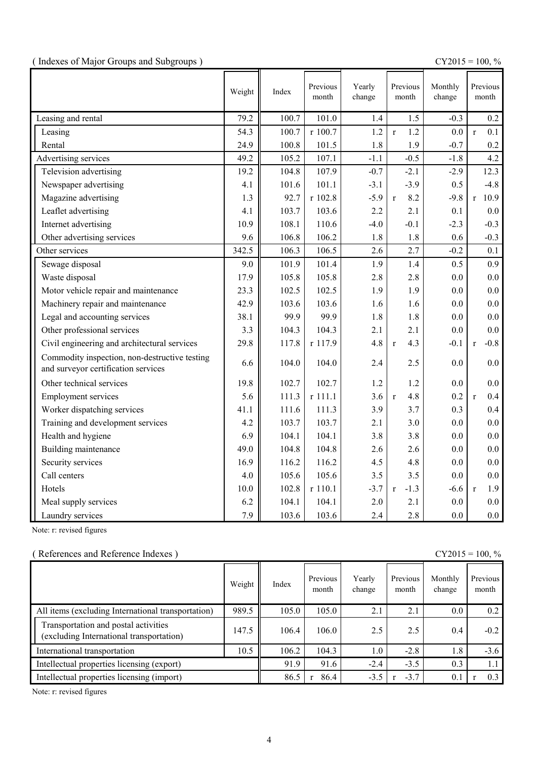( Indexes of Major Groups and Subgroups )

CY2015 = 100, %

| | Weight | Index | Previous month | Yearly change | Previous month | Monthly change | Previous month |
|---|---|---|---|---|---|---|---|
| Leasing and rental | 79.2 | 100.7 | 101.0 | 1.4 | 1.5 | -0.3 | 0.2 |
| Leasing | 54.3 | 100.7 | r 100.7 | 1.2 | r 1.2 | 0.0 | r 0.1 |
| Rental | 24.9 | 100.8 | 101.5 | 1.8 | 1.9 | -0.7 | 0.2 |
| Advertising services | 49.2 | 105.2 | 107.1 | -1.1 | -0.5 | -1.8 | 4.2 |
| Television advertising | 19.2 | 104.8 | 107.9 | -0.7 | -2.1 | -2.9 | 12.3 |
| Newspaper advertising | 4.1 | 101.6 | 101.1 | -3.1 | -3.9 | 0.5 | -4.8 |
| Magazine advertising | 1.3 | 92.7 | r 102.8 | -5.9 | r 8.2 | -9.8 | r 10.9 |
| Leaflet advertising | 4.1 | 103.7 | 103.6 | 2.2 | 2.1 | 0.1 | 0.0 |
| Internet advertising | 10.9 | 108.1 | 110.6 | -4.0 | -0.1 | -2.3 | -0.3 |
| Other advertising services | 9.6 | 106.8 | 106.2 | 1.8 | 1.8 | 0.6 | -0.3 |
| Other services | 342.5 | 106.3 | 106.5 | 2.6 | 2.7 | -0.2 | 0.1 |
| Sewage disposal | 9.0 | 101.9 | 101.4 | 1.9 | 1.4 | 0.5 | 0.9 |
| Waste disposal | 17.9 | 105.8 | 105.8 | 2.8 | 2.8 | 0.0 | 0.0 |
| Motor vehicle repair and maintenance | 23.3 | 102.5 | 102.5 | 1.9 | 1.9 | 0.0 | 0.0 |
| Machinery repair and maintenance | 42.9 | 103.6 | 103.6 | 1.6 | 1.6 | 0.0 | 0.0 |
| Legal and accounting services | 38.1 | 99.9 | 99.9 | 1.8 | 1.8 | 0.0 | 0.0 |
| Other professional services | 3.3 | 104.3 | 104.3 | 2.1 | 2.1 | 0.0 | 0.0 |
| Civil engineering and architectural services | 29.8 | 117.8 | r 117.9 | 4.8 | r 4.3 | -0.1 | r -0.8 |
| Commodity inspection, non-destructive testing and surveyor certification services | 6.6 | 104.0 | 104.0 | 2.4 | 2.5 | 0.0 | 0.0 |
| Other technical services | 19.8 | 102.7 | 102.7 | 1.2 | 1.2 | 0.0 | 0.0 |
| Employment services | 5.6 | 111.3 | r 111.1 | 3.6 | r 4.8 | 0.2 | r 0.4 |
| Worker dispatching services | 41.1 | 111.6 | 111.3 | 3.9 | 3.7 | 0.3 | 0.4 |
| Training and development services | 4.2 | 103.7 | 103.7 | 2.1 | 3.0 | 0.0 | 0.0 |
| Health and hygiene | 6.9 | 104.1 | 104.1 | 3.8 | 3.8 | 0.0 | 0.0 |
| Building maintenance | 49.0 | 104.8 | 104.8 | 2.6 | 2.6 | 0.0 | 0.0 |
| Security services | 16.9 | 116.2 | 116.2 | 4.5 | 4.8 | 0.0 | 0.0 |
| Call centers | 4.0 | 105.6 | 105.6 | 3.5 | 3.5 | 0.0 | 0.0 |
| Hotels | 10.0 | 102.8 | r 110.1 | -3.7 | r -1.3 | -6.6 | r 1.9 |
| Meal supply services | 6.2 | 104.1 | 104.1 | 2.0 | 2.1 | 0.0 | 0.0 |
| Laundry services | 7.9 | 103.6 | 103.6 | 2.4 | 2.8 | 0.0 | 0.0 |

Note: r: revised figures

( References and Reference Indexes )

CY2015 = 100, %

| | Weight | Index | Previous month | Yearly change | Previous month | Monthly change | Previous month |
|---|---|---|---|---|---|---|---|
| All items (excluding International transportation) | 989.5 | 105.0 | 105.0 | 2.1 | 2.1 | 0.0 | 0.2 |
| Transportation and postal activities (excluding International transportation) | 147.5 | 106.4 | 106.0 | 2.5 | 2.5 | 0.4 | -0.2 |
| International transportation | 10.5 | 106.2 | 104.3 | 1.0 | -2.8 | 1.8 | -3.6 |
| Intellectual properties licensing (export) | | 91.9 | 91.6 | -2.4 | -3.5 | 0.3 | 1.1 |
| Intellectual properties licensing (import) | | 86.5 | r 86.4 | -3.5 | r -3.7 | 0.1 | r 0.3 |

Note: r: revised figures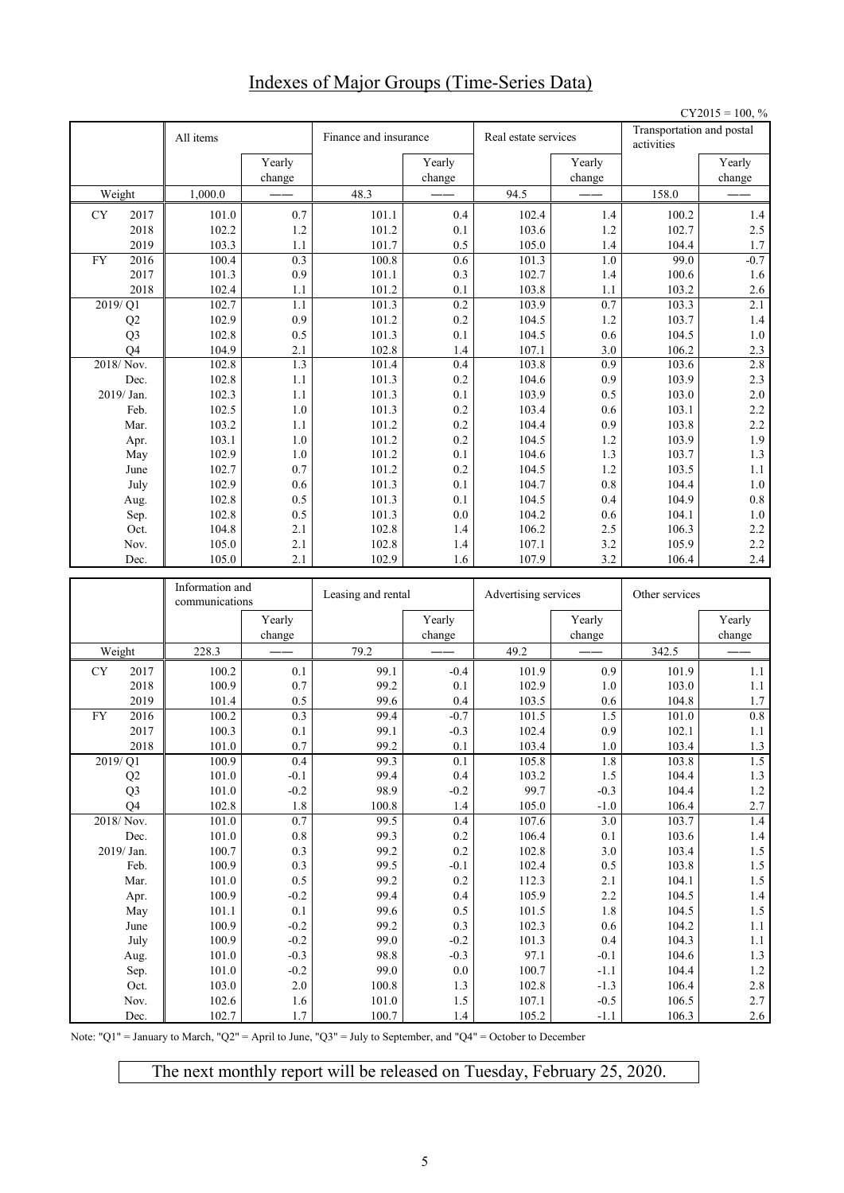# Indexes of Major Groups (Time-Series Data)

CY2015 = 100, %

| | All items | | Finance and insurance | | Real estate services | | Transportation and postal activities | |
|---|---|---|---|---|---|---|---|---|
| | | Yearly change | | Yearly change | | Yearly change | | Yearly change |
| Weight | 1,000.0 | —— | 48.3 | —— | 94.5 | —— | 158.0 | —— |
| CY 2017 | 101.0 | 0.7 | 101.1 | 0.4 | 102.4 | 1.4 | 100.2 | 1.4 |
| 2018 | 102.2 | 1.2 | 101.2 | 0.1 | 103.6 | 1.2 | 102.7 | 2.5 |
| 2019 | 103.3 | 1.1 | 101.7 | 0.5 | 105.0 | 1.4 | 104.4 | 1.7 |
| FY 2016 | 100.4 | 0.3 | 100.8 | 0.6 | 101.3 | 1.0 | 99.0 | -0.7 |
| 2017 | 101.3 | 0.9 | 101.1 | 0.3 | 102.7 | 1.4 | 100.6 | 1.6 |
| 2018 | 102.4 | 1.1 | 101.2 | 0.1 | 103.8 | 1.1 | 103.2 | 2.6 |
| 2019/ Q1 | 102.7 | 1.1 | 101.3 | 0.2 | 103.9 | 0.7 | 103.3 | 2.1 |
| Q2 | 102.9 | 0.9 | 101.2 | 0.2 | 104.5 | 1.2 | 103.7 | 1.4 |
| Q3 | 102.8 | 0.5 | 101.3 | 0.1 | 104.5 | 0.6 | 104.5 | 1.0 |
| Q4 | 104.9 | 2.1 | 102.8 | 1.4 | 107.1 | 3.0 | 106.2 | 2.3 |
| 2018/ Nov. | 102.8 | 1.3 | 101.4 | 0.4 | 103.8 | 0.9 | 103.6 | 2.8 |
| Dec. | 102.8 | 1.1 | 101.3 | 0.2 | 104.6 | 0.9 | 103.9 | 2.3 |
| 2019/ Jan. | 102.3 | 1.1 | 101.3 | 0.1 | 103.9 | 0.5 | 103.0 | 2.0 |
| Feb. | 102.5 | 1.0 | 101.3 | 0.2 | 103.4 | 0.6 | 103.1 | 2.2 |
| Mar. | 103.2 | 1.1 | 101.2 | 0.2 | 104.4 | 0.9 | 103.8 | 2.2 |
| Apr. | 103.1 | 1.0 | 101.2 | 0.2 | 104.5 | 1.2 | 103.9 | 1.9 |
| May | 102.9 | 1.0 | 101.2 | 0.1 | 104.6 | 1.3 | 103.7 | 1.3 |
| June | 102.7 | 0.7 | 101.2 | 0.2 | 104.5 | 1.2 | 103.5 | 1.1 |
| July | 102.9 | 0.6 | 101.3 | 0.1 | 104.7 | 0.8 | 104.4 | 1.0 |
| Aug. | 102.8 | 0.5 | 101.3 | 0.1 | 104.5 | 0.4 | 104.9 | 0.8 |
| Sep. | 102.8 | 0.5 | 101.3 | 0.0 | 104.2 | 0.6 | 104.1 | 1.0 |
| Oct. | 104.8 | 2.1 | 102.8 | 1.4 | 106.2 | 2.5 | 106.3 | 2.2 |
| Nov. | 105.0 | 2.1 | 102.8 | 1.4 | 107.1 | 3.2 | 105.9 | 2.2 |
| Dec. | 105.0 | 2.1 | 102.9 | 1.6 | 107.9 | 3.2 | 106.4 | 2.4 |

| | Information and communications | | Leasing and rental | | Advertising services | | Other services | |
|---|---|---|---|---|---|---|---|---|
| | | Yearly change | | Yearly change | | Yearly change | | Yearly change |
| Weight | 228.3 | —— | 79.2 | —— | 49.2 | —— | 342.5 | —— |
| CY 2017 | 100.2 | 0.1 | 99.1 | -0.4 | 101.9 | 0.9 | 101.9 | 1.1 |
| 2018 | 100.9 | 0.7 | 99.2 | 0.1 | 102.9 | 1.0 | 103.0 | 1.1 |
| 2019 | 101.4 | 0.5 | 99.6 | 0.4 | 103.5 | 0.6 | 104.8 | 1.7 |
| FY 2016 | 100.2 | 0.3 | 99.4 | -0.7 | 101.5 | 1.5 | 101.0 | 0.8 |
| 2017 | 100.3 | 0.1 | 99.1 | -0.3 | 102.4 | 0.9 | 102.1 | 1.1 |
| 2018 | 101.0 | 0.7 | 99.2 | 0.1 | 103.4 | 1.0 | 103.4 | 1.3 |
| 2019/ Q1 | 100.9 | 0.4 | 99.3 | 0.1 | 105.8 | 1.8 | 103.8 | 1.5 |
| Q2 | 101.0 | -0.1 | 99.4 | 0.4 | 103.2 | 1.5 | 104.4 | 1.3 |
| Q3 | 101.0 | -0.2 | 98.9 | -0.2 | 99.7 | -0.3 | 104.4 | 1.2 |
| Q4 | 102.8 | 1.8 | 100.8 | 1.4 | 105.0 | -1.0 | 106.4 | 2.7 |
| 2018/ Nov. | 101.0 | 0.7 | 99.5 | 0.4 | 107.6 | 3.0 | 103.7 | 1.4 |
| Dec. | 101.0 | 0.8 | 99.3 | 0.2 | 106.4 | 0.1 | 103.6 | 1.4 |
| 2019/ Jan. | 100.7 | 0.3 | 99.2 | 0.2 | 102.8 | 3.0 | 103.4 | 1.5 |
| Feb. | 100.9 | 0.3 | 99.5 | -0.1 | 102.4 | 0.5 | 103.8 | 1.5 |
| Mar. | 101.0 | 0.5 | 99.2 | 0.2 | 112.3 | 2.1 | 104.1 | 1.5 |
| Apr. | 100.9 | -0.2 | 99.4 | 0.4 | 105.9 | 2.2 | 104.5 | 1.4 |
| May | 101.1 | 0.1 | 99.6 | 0.5 | 101.5 | 1.8 | 104.5 | 1.5 |
| June | 100.9 | -0.2 | 99.2 | 0.3 | 102.3 | 0.6 | 104.2 | 1.1 |
| July | 100.9 | -0.2 | 99.0 | -0.2 | 101.3 | 0.4 | 104.3 | 1.1 |
| Aug. | 101.0 | -0.3 | 98.8 | -0.3 | 97.1 | -0.1 | 104.6 | 1.3 |
| Sep. | 101.0 | -0.2 | 99.0 | 0.0 | 100.7 | -1.1 | 104.4 | 1.2 |
| Oct. | 103.0 | 2.0 | 100.8 | 1.3 | 102.8 | -1.3 | 106.4 | 2.8 |
| Nov. | 102.6 | 1.6 | 101.0 | 1.5 | 107.1 | -0.5 | 106.5 | 2.7 |
| Dec. | 102.7 | 1.7 | 100.7 | 1.4 | 105.2 | -1.1 | 106.3 | 2.6 |

Note: "Q1" = January to March, "Q2" = April to June, "Q3" = July to September, and "Q4" = October to December

The next monthly report will be released on Tuesday, February 25, 2020.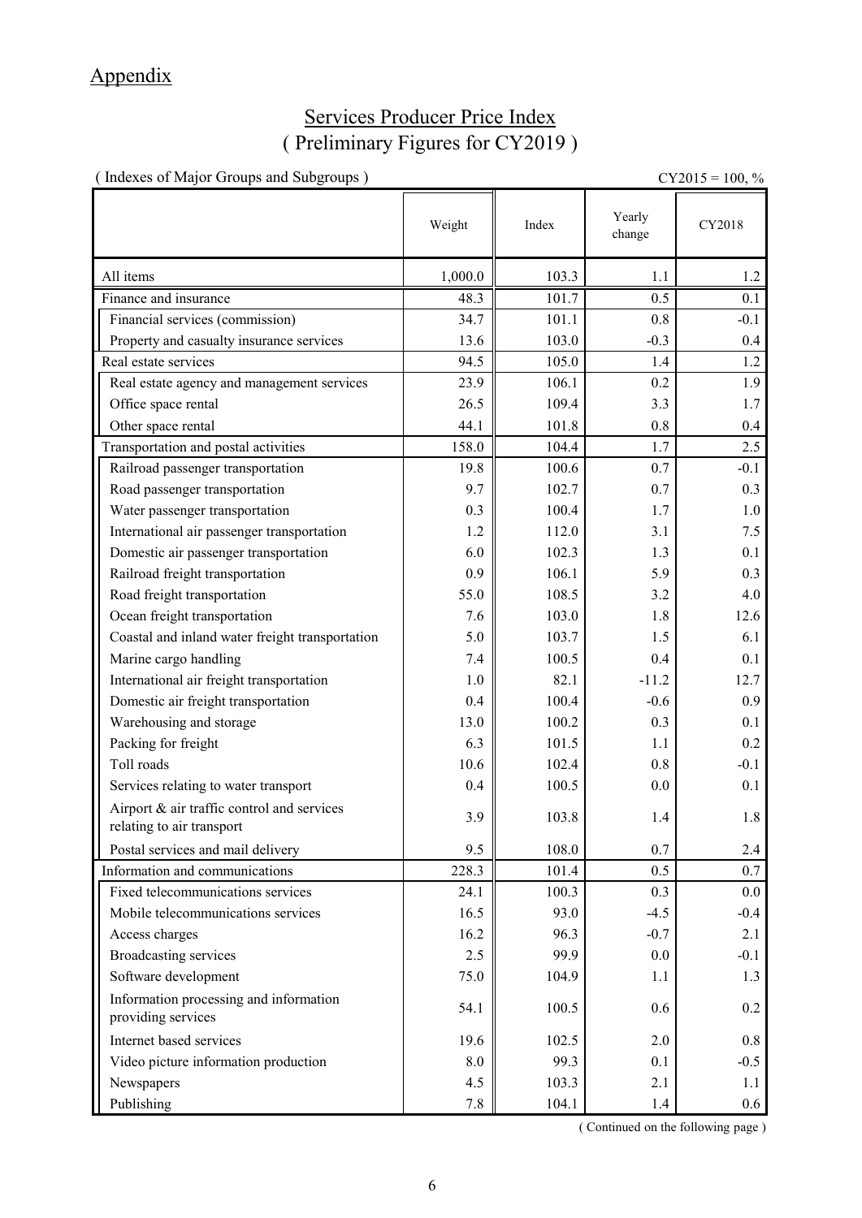## Appendix

# Services Producer Price Index
## ( Preliminary Figures for CY2019 )

( Indexes of Major Groups and Subgroups ) CY2015 = 100, %

| | Weight | Index | Yearly change | CY2018 |
|---|---|---|---|---|
| All items | 1,000.0 | 103.3 | 1.1 | 1.2 |
| Finance and insurance | 48.3 | 101.7 | 0.5 | 0.1 |
| Financial services (commission) | 34.7 | 101.1 | 0.8 | -0.1 |
| Property and casualty insurance services | 13.6 | 103.0 | -0.3 | 0.4 |
| Real estate services | 94.5 | 105.0 | 1.4 | 1.2 |
| Real estate agency and management services | 23.9 | 106.1 | 0.2 | 1.9 |
| Office space rental | 26.5 | 109.4 | 3.3 | 1.7 |
| Other space rental | 44.1 | 101.8 | 0.8 | 0.4 |
| Transportation and postal activities | 158.0 | 104.4 | 1.7 | 2.5 |
| Railroad passenger transportation | 19.8 | 100.6 | 0.7 | -0.1 |
| Road passenger transportation | 9.7 | 102.7 | 0.7 | 0.3 |
| Water passenger transportation | 0.3 | 100.4 | 1.7 | 1.0 |
| International air passenger transportation | 1.2 | 112.0 | 3.1 | 7.5 |
| Domestic air passenger transportation | 6.0 | 102.3 | 1.3 | 0.1 |
| Railroad freight transportation | 0.9 | 106.1 | 5.9 | 0.3 |
| Road freight transportation | 55.0 | 108.5 | 3.2 | 4.0 |
| Ocean freight transportation | 7.6 | 103.0 | 1.8 | 12.6 |
| Coastal and inland water freight transportation | 5.0 | 103.7 | 1.5 | 6.1 |
| Marine cargo handling | 7.4 | 100.5 | 0.4 | 0.1 |
| International air freight transportation | 1.0 | 82.1 | -11.2 | 12.7 |
| Domestic air freight transportation | 0.4 | 100.4 | -0.6 | 0.9 |
| Warehousing and storage | 13.0 | 100.2 | 0.3 | 0.1 |
| Packing for freight | 6.3 | 101.5 | 1.1 | 0.2 |
| Toll roads | 10.6 | 102.4 | 0.8 | -0.1 |
| Services relating to water transport | 0.4 | 100.5 | 0.0 | 0.1 |
| Airport & air traffic control and services relating to air transport | 3.9 | 103.8 | 1.4 | 1.8 |
| Postal services and mail delivery | 9.5 | 108.0 | 0.7 | 2.4 |
| Information and communications | 228.3 | 101.4 | 0.5 | 0.7 |
| Fixed telecommunications services | 24.1 | 100.3 | 0.3 | 0.0 |
| Mobile telecommunications services | 16.5 | 93.0 | -4.5 | -0.4 |
| Access charges | 16.2 | 96.3 | -0.7 | 2.1 |
| Broadcasting services | 2.5 | 99.9 | 0.0 | -0.1 |
| Software development | 75.0 | 104.9 | 1.1 | 1.3 |
| Information processing and information providing services | 54.1 | 100.5 | 0.6 | 0.2 |
| Internet based services | 19.6 | 102.5 | 2.0 | 0.8 |
| Video picture information production | 8.0 | 99.3 | 0.1 | -0.5 |
| Newspapers | 4.5 | 103.3 | 2.1 | 1.1 |
| Publishing | 7.8 | 104.1 | 1.4 | 0.6 |

( Continued on the following page )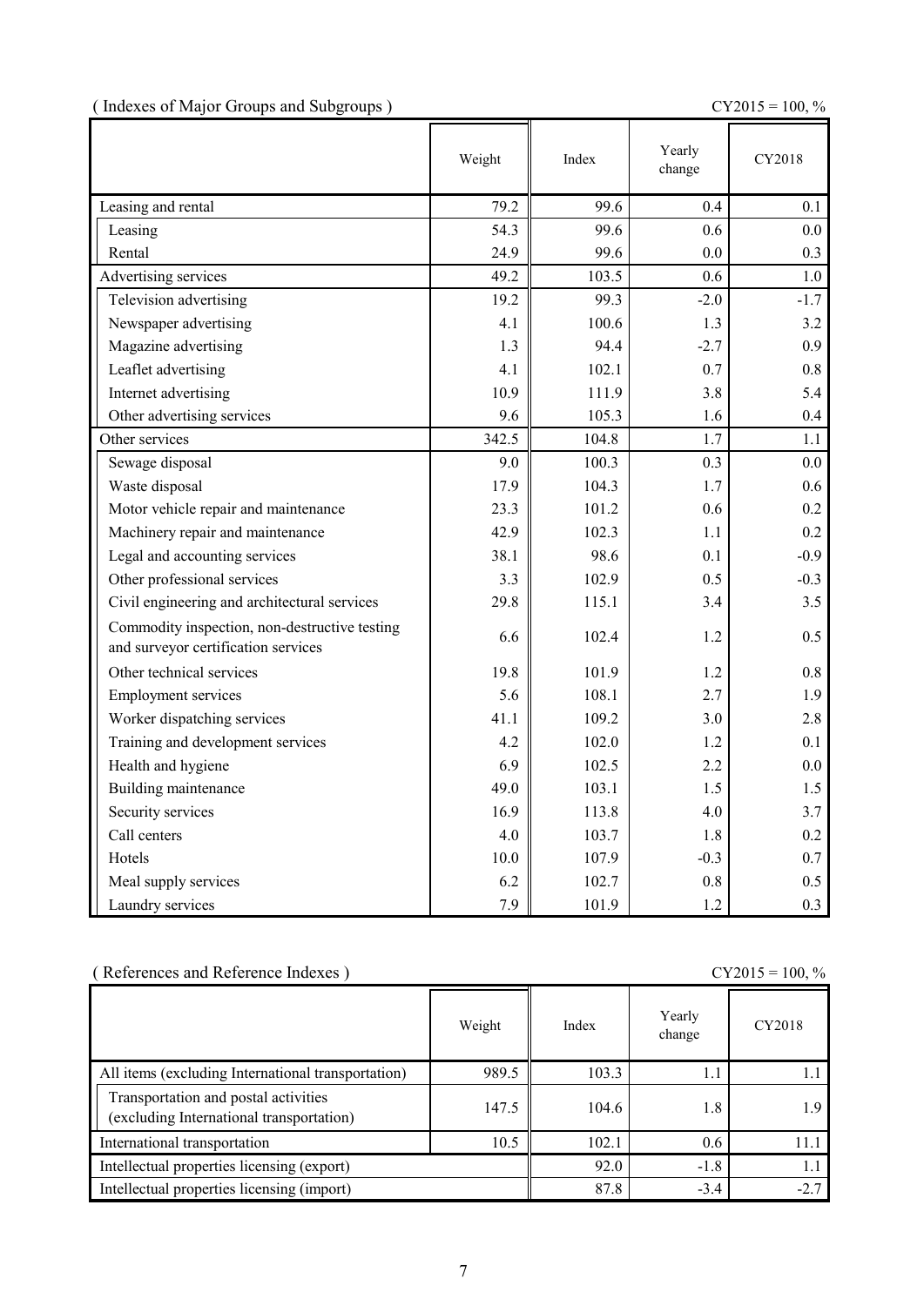( Indexes of Major Groups and Subgroups )

CY2015 = 100, %

| | Weight | Index | Yearly change | CY2018 |
|---|---|---|---|---|
| Leasing and rental | 79.2 | 99.6 | 0.4 | 0.1 |
| Leasing | 54.3 | 99.6 | 0.6 | 0.0 |
| Rental | 24.9 | 99.6 | 0.0 | 0.3 |
| Advertising services | 49.2 | 103.5 | 0.6 | 1.0 |
| Television advertising | 19.2 | 99.3 | -2.0 | -1.7 |
| Newspaper advertising | 4.1 | 100.6 | 1.3 | 3.2 |
| Magazine advertising | 1.3 | 94.4 | -2.7 | 0.9 |
| Leaflet advertising | 4.1 | 102.1 | 0.7 | 0.8 |
| Internet advertising | 10.9 | 111.9 | 3.8 | 5.4 |
| Other advertising services | 9.6 | 105.3 | 1.6 | 0.4 |
| Other services | 342.5 | 104.8 | 1.7 | 1.1 |
| Sewage disposal | 9.0 | 100.3 | 0.3 | 0.0 |
| Waste disposal | 17.9 | 104.3 | 1.7 | 0.6 |
| Motor vehicle repair and maintenance | 23.3 | 101.2 | 0.6 | 0.2 |
| Machinery repair and maintenance | 42.9 | 102.3 | 1.1 | 0.2 |
| Legal and accounting services | 38.1 | 98.6 | 0.1 | -0.9 |
| Other professional services | 3.3 | 102.9 | 0.5 | -0.3 |
| Civil engineering and architectural services | 29.8 | 115.1 | 3.4 | 3.5 |
| Commodity inspection, non-destructive testing and surveyor certification services | 6.6 | 102.4 | 1.2 | 0.5 |
| Other technical services | 19.8 | 101.9 | 1.2 | 0.8 |
| Employment services | 5.6 | 108.1 | 2.7 | 1.9 |
| Worker dispatching services | 41.1 | 109.2 | 3.0 | 2.8 |
| Training and development services | 4.2 | 102.0 | 1.2 | 0.1 |
| Health and hygiene | 6.9 | 102.5 | 2.2 | 0.0 |
| Building maintenance | 49.0 | 103.1 | 1.5 | 1.5 |
| Security services | 16.9 | 113.8 | 4.0 | 3.7 |
| Call centers | 4.0 | 103.7 | 1.8 | 0.2 |
| Hotels | 10.0 | 107.9 | -0.3 | 0.7 |
| Meal supply services | 6.2 | 102.7 | 0.8 | 0.5 |
| Laundry services | 7.9 | 101.9 | 1.2 | 0.3 |

( References and Reference Indexes )

CY2015 = 100, %

| | Weight | Index | Yearly change | CY2018 |
|---|---|---|---|---|
| All items (excluding International transportation) | 989.5 | 103.3 | 1.1 | 1.1 |
| Transportation and postal activities (excluding International transportation) | 147.5 | 104.6 | 1.8 | 1.9 |
| International transportation | 10.5 | 102.1 | 0.6 | 11.1 |
| Intellectual properties licensing (export) | | 92.0 | -1.8 | 1.1 |
| Intellectual properties licensing (import) | | 87.8 | -3.4 | -2.7 |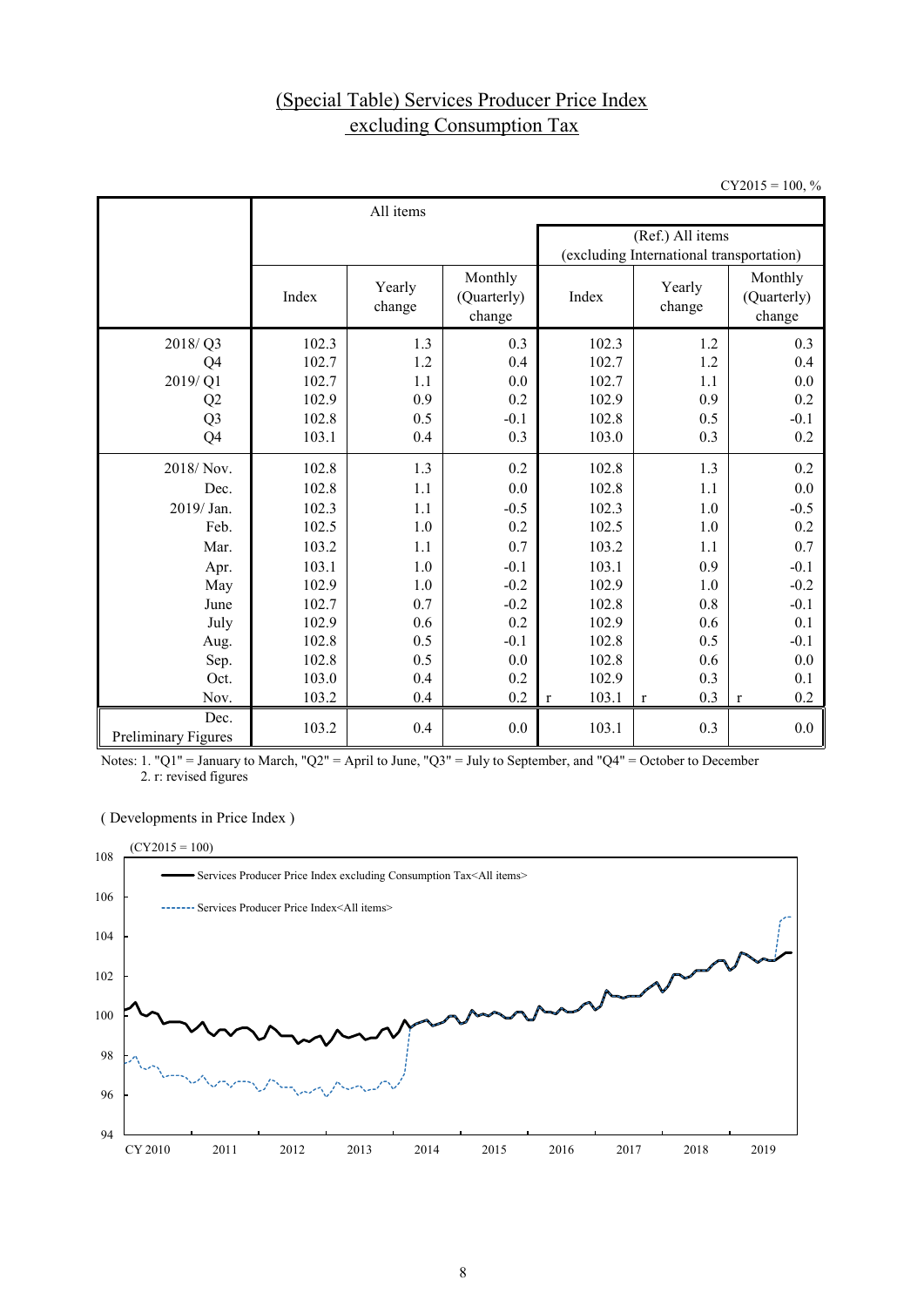# (Special Table) Services Producer Price Index excluding Consumption Tax

CY2015 = 100, %

| | All items | | | (Ref.) All items (excluding International transportation) | | |
|---|---|---|---|---|---|---|
| | Index | Yearly change | Monthly (Quarterly) change | Index | Yearly change | Monthly (Quarterly) change |
| 2018/ Q3 | 102.3 | 1.3 | 0.3 | 102.3 | 1.2 | 0.3 |
| Q4 | 102.7 | 1.2 | 0.4 | 102.7 | 1.2 | 0.4 |
| 2019/ Q1 | 102.7 | 1.1 | 0.0 | 102.7 | 1.1 | 0.0 |
| Q2 | 102.9 | 0.9 | 0.2 | 102.9 | 0.9 | 0.2 |
| Q3 | 102.8 | 0.5 | -0.1 | 102.8 | 0.5 | -0.1 |
| Q4 | 103.1 | 0.4 | 0.3 | 103.0 | 0.3 | 0.2 |
| 2018/ Nov. | 102.8 | 1.3 | 0.2 | 102.8 | 1.3 | 0.2 |
| Dec. | 102.8 | 1.1 | 0.0 | 102.8 | 1.1 | 0.0 |
| 2019/ Jan. | 102.3 | 1.1 | -0.5 | 102.3 | 1.0 | -0.5 |
| Feb. | 102.5 | 1.0 | 0.2 | 102.5 | 1.0 | 0.2 |
| Mar. | 103.2 | 1.1 | 0.7 | 103.2 | 1.1 | 0.7 |
| Apr. | 103.1 | 1.0 | -0.1 | 103.1 | 0.9 | -0.1 |
| May | 102.9 | 1.0 | -0.2 | 102.9 | 1.0 | -0.2 |
| June | 102.7 | 0.7 | -0.2 | 102.8 | 0.8 | -0.1 |
| July | 102.9 | 0.6 | 0.2 | 102.9 | 0.6 | 0.1 |
| Aug. | 102.8 | 0.5 | -0.1 | 102.8 | 0.5 | -0.1 |
| Sep. | 102.8 | 0.5 | 0.0 | 102.8 | 0.6 | 0.0 |
| Oct. | 103.0 | 0.4 | 0.2 | 102.9 | 0.3 | 0.1 |
| Nov. | 103.2 | 0.4 | 0.2 | r 103.1 | r 0.3 | r 0.2 |
| Dec. Preliminary Figures | 103.2 | 0.4 | 0.0 | 103.1 | 0.3 | 0.0 |

Notes: 1. "Q1" = January to March, "Q2" = April to June, "Q3" = July to September, and "Q4" = October to December
2. r: revised figures

( Developments in Price Index )

(CY2015 = 100)

Services Producer Price Index excluding Consumption Tax<All items>
Services Producer Price Index<All items>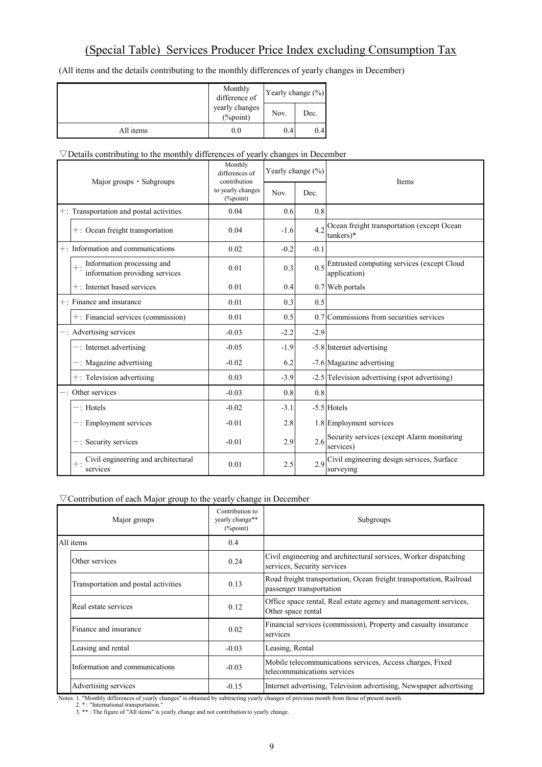# (Special Table) Services Producer Price Index excluding Consumption Tax

(All items and the details contributing to the monthly differences of yearly changes in December)

| | Monthly difference of yearly changes (%point) | Yearly change (%) | |
|---|---|---|---|
| | | Nov. | Dec. |
| All items | 0.0 | 0.4 | 0.4 |

▽Details contributing to the monthly differences of yearly changes in December

| Major groups・Subgroups | Monthly differences of contribution to yearly changes (%point) | Yearly change (%) | | Items |
|---|---|---|---|---|
| | | Nov. | Dec. | |
| ＋: Transportation and postal activities | 0.04 | 0.6 | 0.8 | |
| ＋: Ocean freight transportation | 0.04 | -1.6 | 4.2 | Ocean freight transportation (except Ocean tankers)* |
| ＋: Information and communications | 0.02 | -0.2 | -0.1 | |
| ＋: Information processing and information providing services | 0.01 | 0.3 | 0.5 | Entrusted computing services (except Cloud application) |
| ＋: Internet based services | 0.01 | 0.4 | 0.7 | Web portals |
| ＋: Finance and insurance | 0.01 | 0.3 | 0.5 | |
| ＋: Financial services (commission) | 0.01 | 0.5 | 0.7 | Commissions from securities services |
| －: Advertising services | -0.03 | -2.2 | -2.9 | |
| －: Internet advertising | -0.05 | -1.9 | -5.8 | Internet advertising |
| －: Magazine advertising | -0.02 | 6.2 | -7.6 | Magazine advertising |
| ＋: Television advertising | 0.03 | -3.9 | -2.5 | Television advertising (spot advertising) |
| －: Other services | -0.03 | 0.8 | 0.8 | |
| －: Hotels | -0.02 | -3.1 | -5.5 | Hotels |
| －: Employment services | -0.01 | 2.8 | 1.8 | Employment services |
| －: Security services | -0.01 | 2.9 | 2.6 | Security services (except Alarm monitoring services) |
| ＋: Civil engineering and architectural services | 0.01 | 2.5 | 2.9 | Civil engineering design services, Surface surveying |

▽Contribution of each Major group to the yearly change in December

| Major groups | Contribution to yearly change** (%point) | Subgroups |
|---|---|---|
| All items | 0.4 | |
| Other services | 0.24 | Civil engineering and architectural services, Worker dispatching services, Security services |
| Transportation and postal activities | 0.13 | Road freight transportation, Ocean freight transportation, Railroad passenger transportation |
| Real estate services | 0.12 | Office space rental, Real estate agency and management services, Other space rental |
| Finance and insurance | 0.02 | Financial services (commission), Property and casualty insurance services |
| Leasing and rental | -0.03 | Leasing, Rental |
| Information and communications | -0.03 | Mobile telecommunications services, Access charges, Fixed telecommunications services |
| Advertising services | -0.15 | Internet advertising, Television advertising, Newspaper advertising |

Notes: 1. "Monthly differences of yearly changes" is obtained by subtracting yearly changes of previous month from those of present month.
2. * : "International transportation."
3. ** : The figure of "All items" is yearly change and not contribution to yearly change.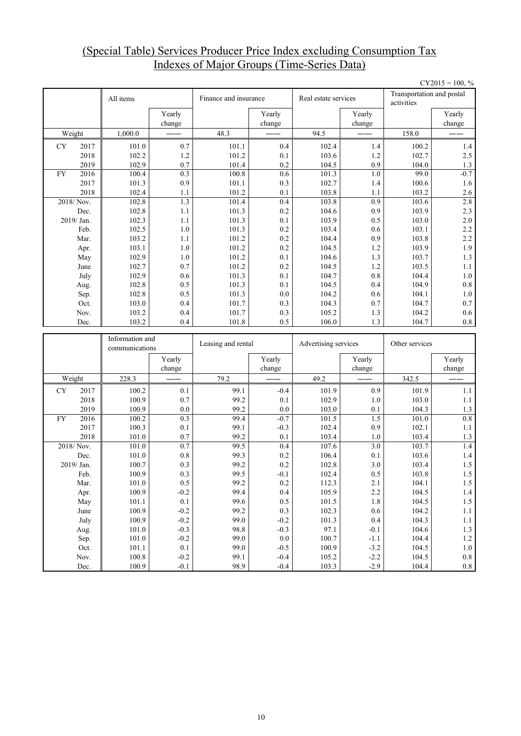# (Special Table) Services Producer Price Index excluding Consumption Tax Indexes of Major Groups (Time-Series Data)

CY2015 = 100, %

| | | All items | | Finance and insurance | | Real estate services | | Transportation and postal activities | |
|---|---|---|---|---|---|---|---|---|---|
| | | | Yearly change | | Yearly change | | Yearly change | | Yearly change |
| Weight | | 1,000.0 | —— | 48.3 | —— | 94.5 | —— | 158.0 | —— |
| CY | 2017 | 101.0 | 0.7 | 101.1 | 0.4 | 102.4 | 1.4 | 100.2 | 1.4 |
| | 2018 | 102.2 | 1.2 | 101.2 | 0.1 | 103.6 | 1.2 | 102.7 | 2.5 |
| | 2019 | 102.9 | 0.7 | 101.4 | 0.2 | 104.5 | 0.9 | 104.0 | 1.3 |
| FY | 2016 | 100.4 | 0.3 | 100.8 | 0.6 | 101.3 | 1.0 | 99.0 | -0.7 |
| | 2017 | 101.3 | 0.9 | 101.1 | 0.3 | 102.7 | 1.4 | 100.6 | 1.6 |
| | 2018 | 102.4 | 1.1 | 101.2 | 0.1 | 103.8 | 1.1 | 103.2 | 2.6 |
| 2018/ | Nov. | 102.8 | 1.3 | 101.4 | 0.4 | 103.8 | 0.9 | 103.6 | 2.8 |
| | Dec. | 102.8 | 1.1 | 101.3 | 0.2 | 104.6 | 0.9 | 103.9 | 2.3 |
| 2019/ | Jan. | 102.3 | 1.1 | 101.3 | 0.1 | 103.9 | 0.5 | 103.0 | 2.0 |
| | Feb. | 102.5 | 1.0 | 101.3 | 0.2 | 103.4 | 0.6 | 103.1 | 2.2 |
| | Mar. | 103.2 | 1.1 | 101.2 | 0.2 | 104.4 | 0.9 | 103.8 | 2.2 |
| | Apr. | 103.1 | 1.0 | 101.2 | 0.2 | 104.5 | 1.2 | 103.9 | 1.9 |
| | May | 102.9 | 1.0 | 101.2 | 0.1 | 104.6 | 1.3 | 103.7 | 1.3 |
| | June | 102.7 | 0.7 | 101.2 | 0.2 | 104.5 | 1.2 | 103.5 | 1.1 |
| | July | 102.9 | 0.6 | 101.3 | 0.1 | 104.7 | 0.8 | 104.4 | 1.0 |
| | Aug. | 102.8 | 0.5 | 101.3 | 0.1 | 104.5 | 0.4 | 104.9 | 0.8 |
| | Sep. | 102.8 | 0.5 | 101.3 | 0.0 | 104.2 | 0.6 | 104.1 | 1.0 |
| | Oct. | 103.0 | 0.4 | 101.7 | 0.3 | 104.3 | 0.7 | 104.7 | 0.7 |
| | Nov. | 103.2 | 0.4 | 101.7 | 0.3 | 105.2 | 1.3 | 104.2 | 0.6 |
| | Dec. | 103.2 | 0.4 | 101.8 | 0.5 | 106.0 | 1.3 | 104.7 | 0.8 |

| | | Information and communications | | Leasing and rental | | Advertising services | | Other services | |
|---|---|---|---|---|---|---|---|---|---|
| | | | Yearly change | | Yearly change | | Yearly change | | Yearly change |
| Weight | | 228.3 | —— | 79.2 | —— | 49.2 | —— | 342.5 | —— |
| CY | 2017 | 100.2 | 0.1 | 99.1 | -0.4 | 101.9 | 0.9 | 101.9 | 1.1 |
| | 2018 | 100.9 | 0.7 | 99.2 | 0.1 | 102.9 | 1.0 | 103.0 | 1.1 |
| | 2019 | 100.9 | 0.0 | 99.2 | 0.0 | 103.0 | 0.1 | 104.3 | 1.3 |
| FY | 2016 | 100.2 | 0.3 | 99.4 | -0.7 | 101.5 | 1.5 | 101.0 | 0.8 |
| | 2017 | 100.3 | 0.1 | 99.1 | -0.3 | 102.4 | 0.9 | 102.1 | 1.1 |
| | 2018 | 101.0 | 0.7 | 99.2 | 0.1 | 103.4 | 1.0 | 103.4 | 1.3 |
| 2018/ | Nov. | 101.0 | 0.7 | 99.5 | 0.4 | 107.6 | 3.0 | 103.7 | 1.4 |
| | Dec. | 101.0 | 0.8 | 99.3 | 0.2 | 106.4 | 0.1 | 103.6 | 1.4 |
| 2019/ | Jan. | 100.7 | 0.3 | 99.2 | 0.2 | 102.8 | 3.0 | 103.4 | 1.5 |
| | Feb. | 100.9 | 0.3 | 99.5 | -0.1 | 102.4 | 0.5 | 103.8 | 1.5 |
| | Mar. | 101.0 | 0.5 | 99.2 | 0.2 | 112.3 | 2.1 | 104.1 | 1.5 |
| | Apr. | 100.9 | -0.2 | 99.4 | 0.4 | 105.9 | 2.2 | 104.5 | 1.4 |
| | May | 101.1 | 0.1 | 99.6 | 0.5 | 101.5 | 1.8 | 104.5 | 1.5 |
| | June | 100.9 | -0.2 | 99.2 | 0.3 | 102.3 | 0.6 | 104.2 | 1.1 |
| | July | 100.9 | -0.2 | 99.0 | -0.2 | 101.3 | 0.4 | 104.3 | 1.1 |
| | Aug. | 101.0 | -0.3 | 98.8 | -0.3 | 97.1 | -0.1 | 104.6 | 1.3 |
| | Sep. | 101.0 | -0.2 | 99.0 | 0.0 | 100.7 | -1.1 | 104.4 | 1.2 |
| | Oct. | 101.1 | 0.1 | 99.0 | -0.5 | 100.9 | -3.2 | 104.5 | 1.0 |
| | Nov. | 100.8 | -0.2 | 99.1 | -0.4 | 105.2 | -2.2 | 104.5 | 0.8 |
| | Dec. | 100.9 | -0.1 | 98.9 | -0.4 | 103.3 | -2.9 | 104.4 | 0.8 |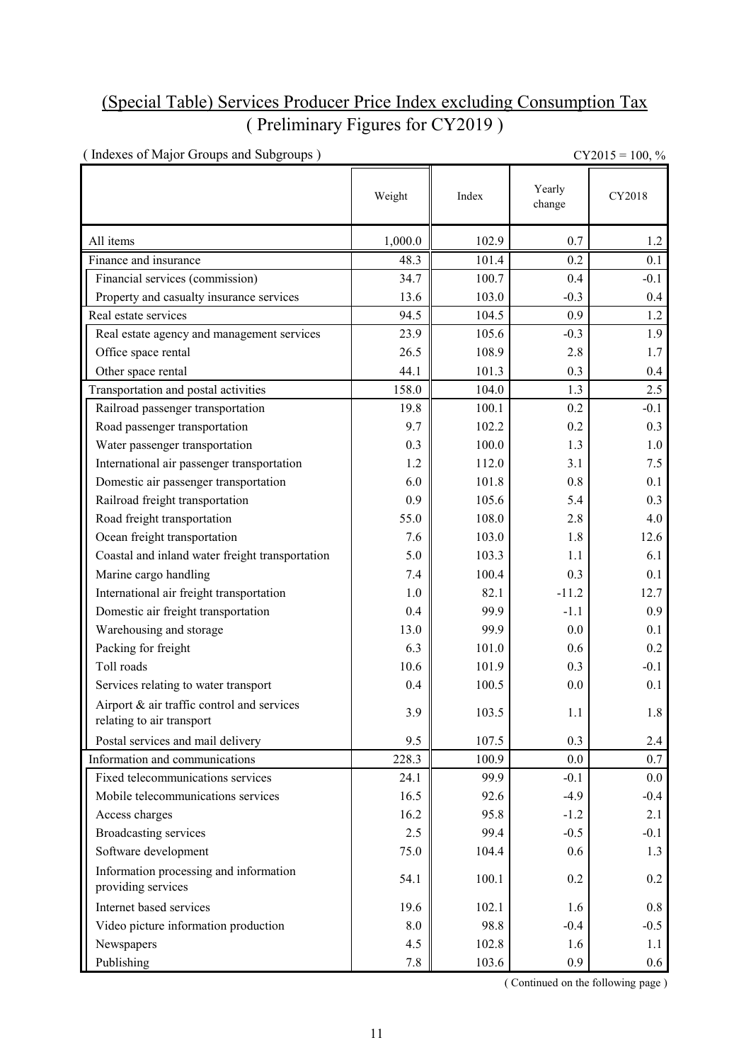# (Special Table) Services Producer Price Index excluding Consumption Tax
## ( Preliminary Figures for CY2019 )

( Indexes of Major Groups and Subgroups )

CY2015 = 100, %

| | Weight | Index | Yearly change | CY2018 |
|---|---|---|---|---|
| All items | 1,000.0 | 102.9 | 0.7 | 1.2 |
| Finance and insurance | 48.3 | 101.4 | 0.2 | 0.1 |
| Financial services (commission) | 34.7 | 100.7 | 0.4 | -0.1 |
| Property and casualty insurance services | 13.6 | 103.0 | -0.3 | 0.4 |
| Real estate services | 94.5 | 104.5 | 0.9 | 1.2 |
| Real estate agency and management services | 23.9 | 105.6 | -0.3 | 1.9 |
| Office space rental | 26.5 | 108.9 | 2.8 | 1.7 |
| Other space rental | 44.1 | 101.3 | 0.3 | 0.4 |
| Transportation and postal activities | 158.0 | 104.0 | 1.3 | 2.5 |
| Railroad passenger transportation | 19.8 | 100.1 | 0.2 | -0.1 |
| Road passenger transportation | 9.7 | 102.2 | 0.2 | 0.3 |
| Water passenger transportation | 0.3 | 100.0 | 1.3 | 1.0 |
| International air passenger transportation | 1.2 | 112.0 | 3.1 | 7.5 |
| Domestic air passenger transportation | 6.0 | 101.8 | 0.8 | 0.1 |
| Railroad freight transportation | 0.9 | 105.6 | 5.4 | 0.3 |
| Road freight transportation | 55.0 | 108.0 | 2.8 | 4.0 |
| Ocean freight transportation | 7.6 | 103.0 | 1.8 | 12.6 |
| Coastal and inland water freight transportation | 5.0 | 103.3 | 1.1 | 6.1 |
| Marine cargo handling | 7.4 | 100.4 | 0.3 | 0.1 |
| International air freight transportation | 1.0 | 82.1 | -11.2 | 12.7 |
| Domestic air freight transportation | 0.4 | 99.9 | -1.1 | 0.9 |
| Warehousing and storage | 13.0 | 99.9 | 0.0 | 0.1 |
| Packing for freight | 6.3 | 101.0 | 0.6 | 0.2 |
| Toll roads | 10.6 | 101.9 | 0.3 | -0.1 |
| Services relating to water transport | 0.4 | 100.5 | 0.0 | 0.1 |
| Airport & air traffic control and services relating to air transport | 3.9 | 103.5 | 1.1 | 1.8 |
| Postal services and mail delivery | 9.5 | 107.5 | 0.3 | 2.4 |
| Information and communications | 228.3 | 100.9 | 0.0 | 0.7 |
| Fixed telecommunications services | 24.1 | 99.9 | -0.1 | 0.0 |
| Mobile telecommunications services | 16.5 | 92.6 | -4.9 | -0.4 |
| Access charges | 16.2 | 95.8 | -1.2 | 2.1 |
| Broadcasting services | 2.5 | 99.4 | -0.5 | -0.1 |
| Software development | 75.0 | 104.4 | 0.6 | 1.3 |
| Information processing and information providing services | 54.1 | 100.1 | 0.2 | 0.2 |
| Internet based services | 19.6 | 102.1 | 1.6 | 0.8 |
| Video picture information production | 8.0 | 98.8 | -0.4 | -0.5 |
| Newspapers | 4.5 | 102.8 | 1.6 | 1.1 |
| Publishing | 7.8 | 103.6 | 0.9 | 0.6 |

( Continued on the following page )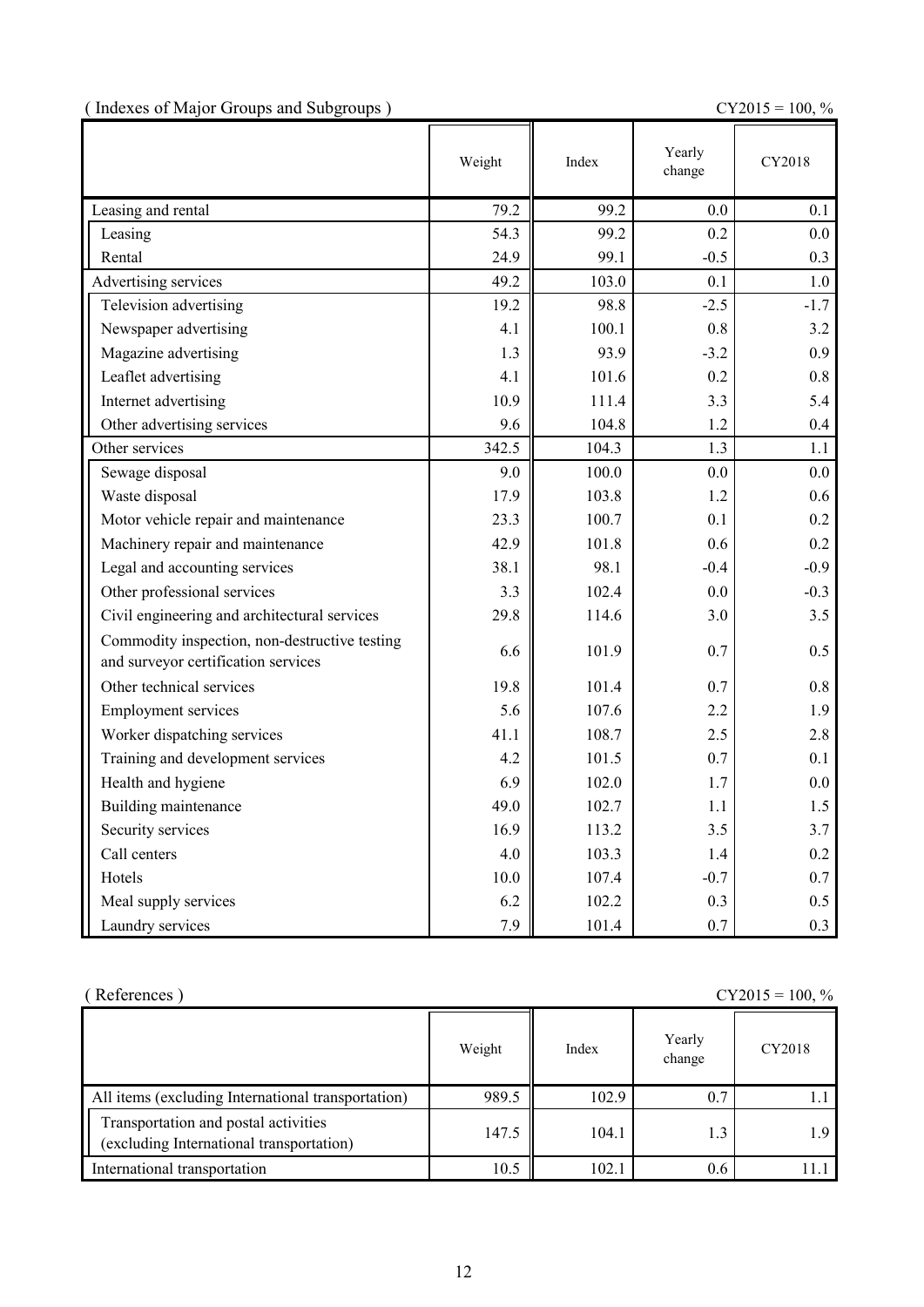( Indexes of Major Groups and Subgroups )

CY2015 = 100, %

| | Weight | Index | Yearly change | CY2018 |
|---|---|---|---|---|
| Leasing and rental | 79.2 | 99.2 | 0.0 | 0.1 |
| Leasing | 54.3 | 99.2 | 0.2 | 0.0 |
| Rental | 24.9 | 99.1 | -0.5 | 0.3 |
| Advertising services | 49.2 | 103.0 | 0.1 | 1.0 |
| Television advertising | 19.2 | 98.8 | -2.5 | -1.7 |
| Newspaper advertising | 4.1 | 100.1 | 0.8 | 3.2 |
| Magazine advertising | 1.3 | 93.9 | -3.2 | 0.9 |
| Leaflet advertising | 4.1 | 101.6 | 0.2 | 0.8 |
| Internet advertising | 10.9 | 111.4 | 3.3 | 5.4 |
| Other advertising services | 9.6 | 104.8 | 1.2 | 0.4 |
| Other services | 342.5 | 104.3 | 1.3 | 1.1 |
| Sewage disposal | 9.0 | 100.0 | 0.0 | 0.0 |
| Waste disposal | 17.9 | 103.8 | 1.2 | 0.6 |
| Motor vehicle repair and maintenance | 23.3 | 100.7 | 0.1 | 0.2 |
| Machinery repair and maintenance | 42.9 | 101.8 | 0.6 | 0.2 |
| Legal and accounting services | 38.1 | 98.1 | -0.4 | -0.9 |
| Other professional services | 3.3 | 102.4 | 0.0 | -0.3 |
| Civil engineering and architectural services | 29.8 | 114.6 | 3.0 | 3.5 |
| Commodity inspection, non-destructive testing and surveyor certification services | 6.6 | 101.9 | 0.7 | 0.5 |
| Other technical services | 19.8 | 101.4 | 0.7 | 0.8 |
| Employment services | 5.6 | 107.6 | 2.2 | 1.9 |
| Worker dispatching services | 41.1 | 108.7 | 2.5 | 2.8 |
| Training and development services | 4.2 | 101.5 | 0.7 | 0.1 |
| Health and hygiene | 6.9 | 102.0 | 1.7 | 0.0 |
| Building maintenance | 49.0 | 102.7 | 1.1 | 1.5 |
| Security services | 16.9 | 113.2 | 3.5 | 3.7 |
| Call centers | 4.0 | 103.3 | 1.4 | 0.2 |
| Hotels | 10.0 | 107.4 | -0.7 | 0.7 |
| Meal supply services | 6.2 | 102.2 | 0.3 | 0.5 |
| Laundry services | 7.9 | 101.4 | 0.7 | 0.3 |

( References )

CY2015 = 100, %

| | Weight | Index | Yearly change | CY2018 |
|---|---|---|---|---|
| All items (excluding International transportation) | 989.5 | 102.9 | 0.7 | 1.1 |
| Transportation and postal activities (excluding International transportation) | 147.5 | 104.1 | 1.3 | 1.9 |
| International transportation | 10.5 | 102.1 | 0.6 | 11.1 |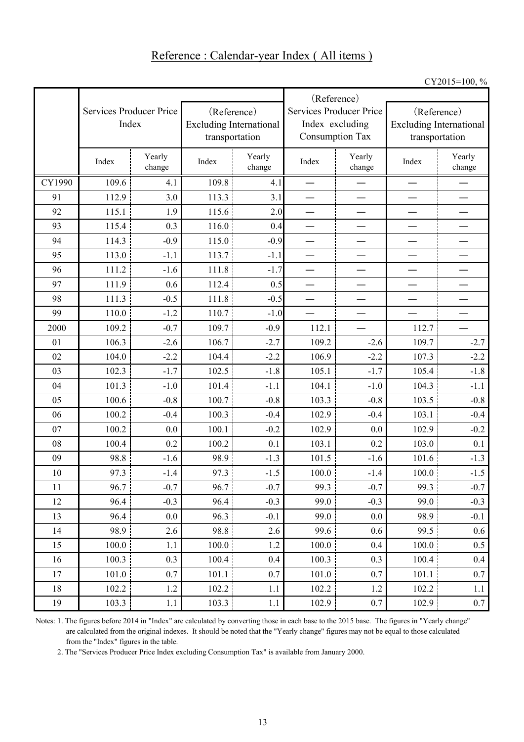# Reference : Calendar-year Index ( All items )

CY2015=100, %

| | Services Producer Price Index | | (Reference) Excluding International transportation | | (Reference) Services Producer Price Index excluding Consumption Tax | | (Reference) Excluding International transportation | |
|---|---|---|---|---|---|---|---|---|
| | Index | Yearly change | Index | Yearly change | Index | Yearly change | Index | Yearly change |
| CY1990 | 109.6 | 4.1 | 109.8 | 4.1 | — | — | — | — |
| 91 | 112.9 | 3.0 | 113.3 | 3.1 | — | — | — | — |
| 92 | 115.1 | 1.9 | 115.6 | 2.0 | — | — | — | — |
| 93 | 115.4 | 0.3 | 116.0 | 0.4 | — | — | — | — |
| 94 | 114.3 | -0.9 | 115.0 | -0.9 | — | — | — | — |
| 95 | 113.0 | -1.1 | 113.7 | -1.1 | — | — | — | — |
| 96 | 111.2 | -1.6 | 111.8 | -1.7 | — | — | — | — |
| 97 | 111.9 | 0.6 | 112.4 | 0.5 | — | — | — | — |
| 98 | 111.3 | -0.5 | 111.8 | -0.5 | — | — | — | — |
| 99 | 110.0 | -1.2 | 110.7 | -1.0 | — | — | — | — |
| 2000 | 109.2 | -0.7 | 109.7 | -0.9 | 112.1 | — | 112.7 | — |
| 01 | 106.3 | -2.6 | 106.7 | -2.7 | 109.2 | -2.6 | 109.7 | -2.7 |
| 02 | 104.0 | -2.2 | 104.4 | -2.2 | 106.9 | -2.2 | 107.3 | -2.2 |
| 03 | 102.3 | -1.7 | 102.5 | -1.8 | 105.1 | -1.7 | 105.4 | -1.8 |
| 04 | 101.3 | -1.0 | 101.4 | -1.1 | 104.1 | -1.0 | 104.3 | -1.1 |
| 05 | 100.6 | -0.8 | 100.7 | -0.8 | 103.3 | -0.8 | 103.5 | -0.8 |
| 06 | 100.2 | -0.4 | 100.3 | -0.4 | 102.9 | -0.4 | 103.1 | -0.4 |
| 07 | 100.2 | 0.0 | 100.1 | -0.2 | 102.9 | 0.0 | 102.9 | -0.2 |
| 08 | 100.4 | 0.2 | 100.2 | 0.1 | 103.1 | 0.2 | 103.0 | 0.1 |
| 09 | 98.8 | -1.6 | 98.9 | -1.3 | 101.5 | -1.6 | 101.6 | -1.3 |
| 10 | 97.3 | -1.4 | 97.3 | -1.5 | 100.0 | -1.4 | 100.0 | -1.5 |
| 11 | 96.7 | -0.7 | 96.7 | -0.7 | 99.3 | -0.7 | 99.3 | -0.7 |
| 12 | 96.4 | -0.3 | 96.4 | -0.3 | 99.0 | -0.3 | 99.0 | -0.3 |
| 13 | 96.4 | 0.0 | 96.3 | -0.1 | 99.0 | 0.0 | 98.9 | -0.1 |
| 14 | 98.9 | 2.6 | 98.8 | 2.6 | 99.6 | 0.6 | 99.5 | 0.6 |
| 15 | 100.0 | 1.1 | 100.0 | 1.2 | 100.0 | 0.4 | 100.0 | 0.5 |
| 16 | 100.3 | 0.3 | 100.4 | 0.4 | 100.3 | 0.3 | 100.4 | 0.4 |
| 17 | 101.0 | 0.7 | 101.1 | 0.7 | 101.0 | 0.7 | 101.1 | 0.7 |
| 18 | 102.2 | 1.2 | 102.2 | 1.1 | 102.2 | 1.2 | 102.2 | 1.1 |
| 19 | 103.3 | 1.1 | 103.3 | 1.1 | 102.9 | 0.7 | 102.9 | 0.7 |

Notes: 1. The figures before 2014 in "Index" are calculated by converting those in each base to the 2015 base. The figures in "Yearly change" are calculated from the original indexes. It should be noted that the "Yearly change" figures may not be equal to those calculated from the "Index" figures in the table.

2. The "Services Producer Price Index excluding Consumption Tax" is available from January 2000.